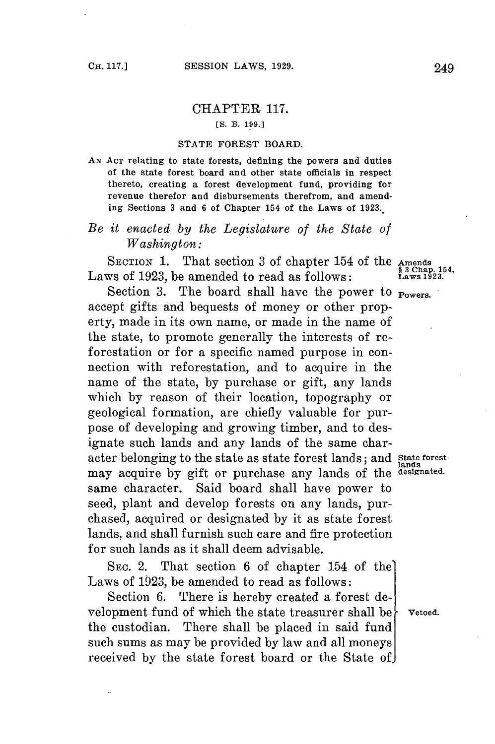# CHAPTER 117.

[S. B. 199.]

## STATE FOREST BOARD.

AN ACT relating to state forests, defining the powers and duties of the state forest board and other state officials in respect thereto, creating a forest development fund, providing for revenue therefor and disbursements therefrom, and amending Sections 3 and 6 of Chapter 154 of the Laws of 1923.

*Be it enacted by the Legislature of the State of Washington:*

SECTION 1. That section 3 of chapter 154 of the Laws of 1923, be amended to read as follows: *Amends § 3 Chap. 154, Laws 1923.*

Section 3. The board shall have the power to accept gifts and bequests of money or other property, made in its own name, or made in the name of the state, to promote generally the interests of reforestation or for a specific named purpose in connection with reforestation, and to acquire in the name of the state, by purchase or gift, any lands which by reason of their location, topography or geological formation, are chiefly valuable for purpose of developing and growing timber, and to designate such lands and any lands of the same character belonging to the state as state forest lands; and may acquire by gift or purchase any lands of the same character. Said board shall have power to seed, plant and develop forests on any lands, purchased, acquired or designated by it as state forest lands, and shall furnish such care and fire protection for such lands as it shall deem advisable. *Powers.* *State forest lands designated.*

SEC. 2. That section 6 of chapter 154 of the Laws of 1923, be amended to read as follows:

Section 6. There is hereby created a forest development fund of which the state treasurer shall be the custodian. There shall be placed in said fund such sums as may be provided by law and all moneys received by the state forest board or the State of *Vetoed.*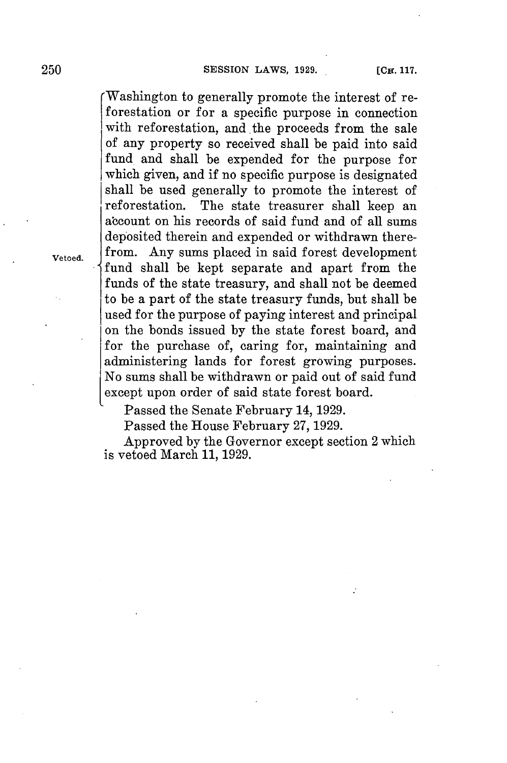Vetoed.

Washington to generally promote the interest of reforestation or for a specific purpose in connection with reforestation, and the proceeds from the sale of any property so received shall be paid into said fund and shall be expended for the purpose for which given, and if no specific purpose is designated shall be used generally to promote the interest of reforestation. The state treasurer shall keep an account on his records of said fund and of all sums deposited therein and expended or withdrawn therefrom. Any sums placed in said forest development fund shall be kept separate and apart from the funds of the state treasury, and shall not be deemed to be a part of the state treasury funds, but shall be used for the purpose of paying interest and principal on the bonds issued by the state forest board, and for the purchase of, caring for, maintaining and administering lands for forest growing purposes. No sums shall be withdrawn or paid out of said fund except upon order of said state forest board.

Passed the Senate February 14, 1929.

Passed the House February 27, 1929.

Approved by the Governor except section 2 which is vetoed March 11, 1929.